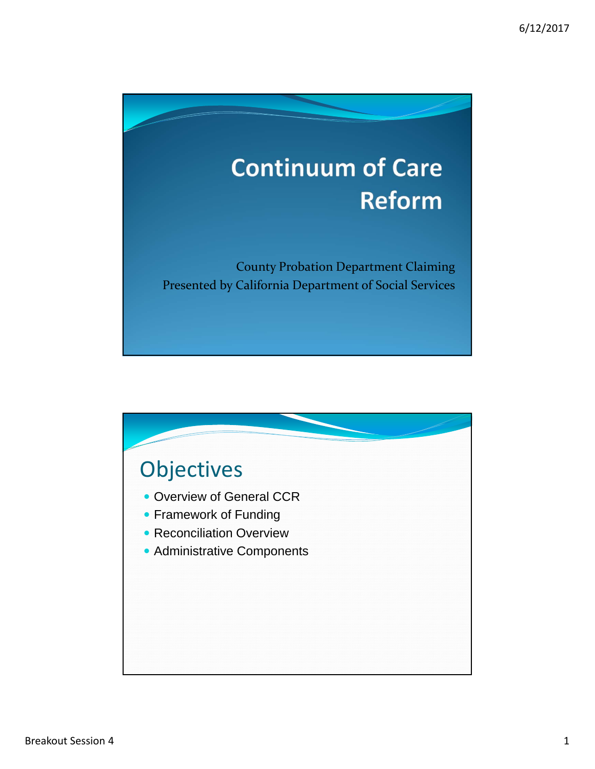# Continuum of Care Reform

County Probation Department Claiming
Presented by California Department of Social Services

## Objectives

- Overview of General CCR
- Framework of Funding
- Reconciliation Overview
- Administrative Components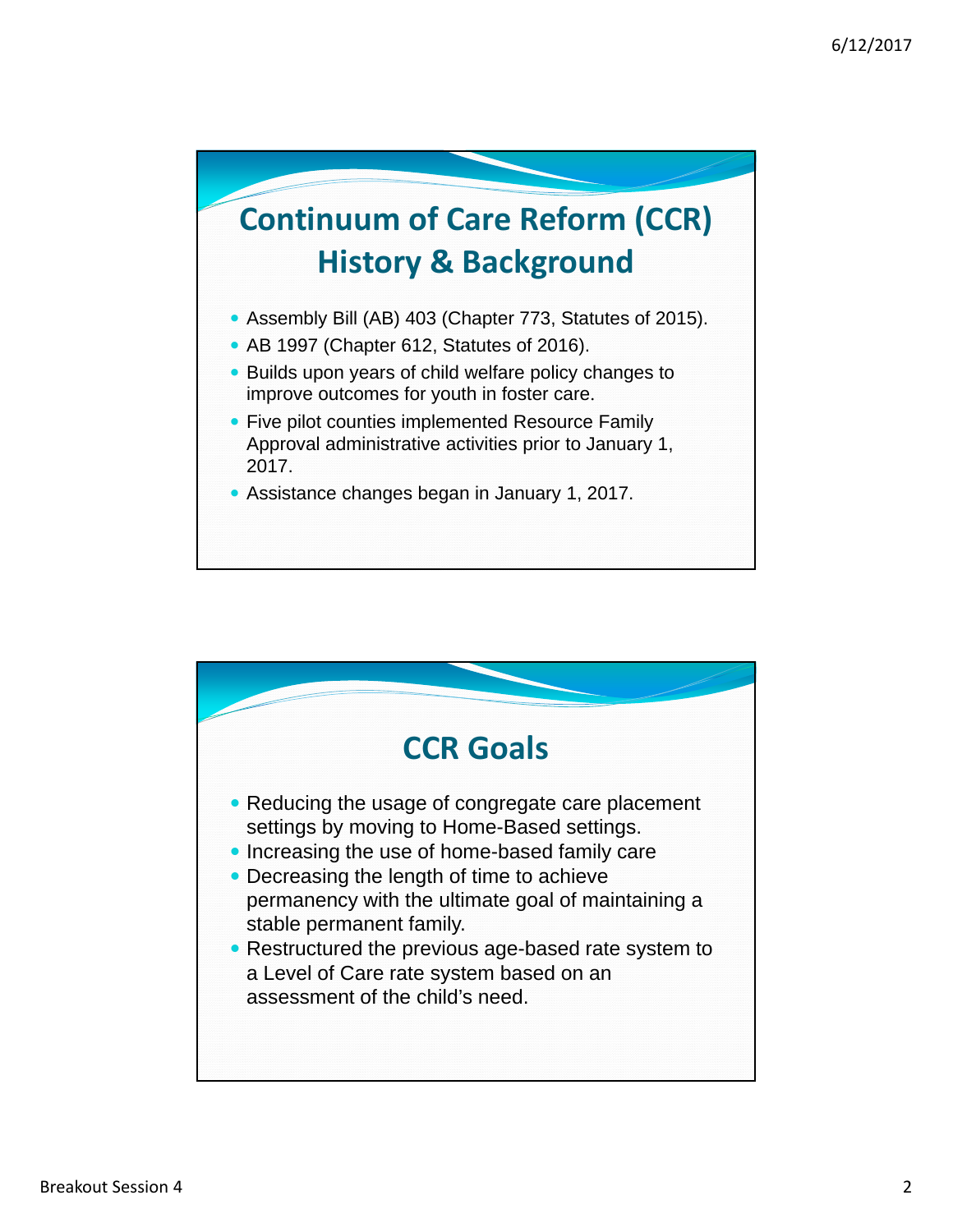# Continuum of Care Reform (CCR) History & Background

- Assembly Bill (AB) 403 (Chapter 773, Statutes of 2015).
- AB 1997 (Chapter 612, Statutes of 2016).
- Builds upon years of child welfare policy changes to improve outcomes for youth in foster care.
- Five pilot counties implemented Resource Family Approval administrative activities prior to January 1, 2017.
- Assistance changes began in January 1, 2017.

# CCR Goals

- Reducing the usage of congregate care placement settings by moving to Home-Based settings.
- Increasing the use of home-based family care
- Decreasing the length of time to achieve permanency with the ultimate goal of maintaining a stable permanent family.
- Restructured the previous age-based rate system to a Level of Care rate system based on an assessment of the child's need.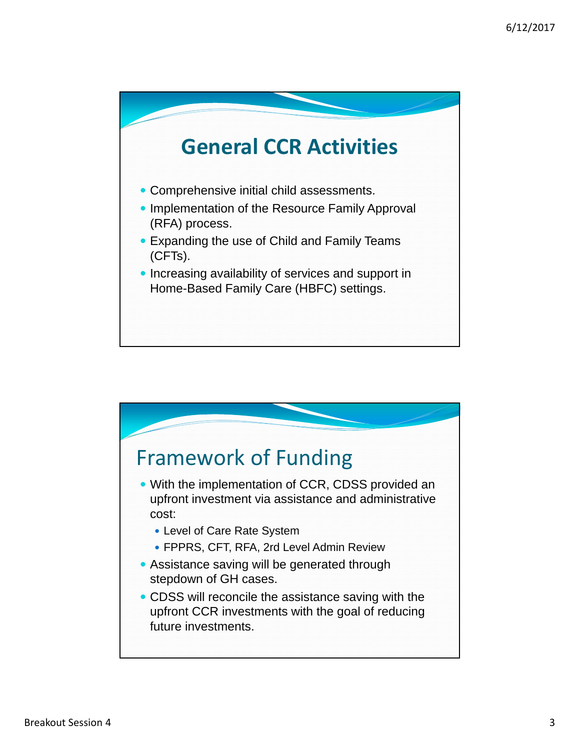## General CCR Activities

- Comprehensive initial child assessments.
- Implementation of the Resource Family Approval (RFA) process.
- Expanding the use of Child and Family Teams (CFTs).
- Increasing availability of services and support in Home-Based Family Care (HBFC) settings.

## Framework of Funding

- With the implementation of CCR, CDSS provided an upfront investment via assistance and administrative cost:
  - Level of Care Rate System
  - FPPRS, CFT, RFA, 2rd Level Admin Review
- Assistance saving will be generated through stepdown of GH cases.
- CDSS will reconcile the assistance saving with the upfront CCR investments with the goal of reducing future investments.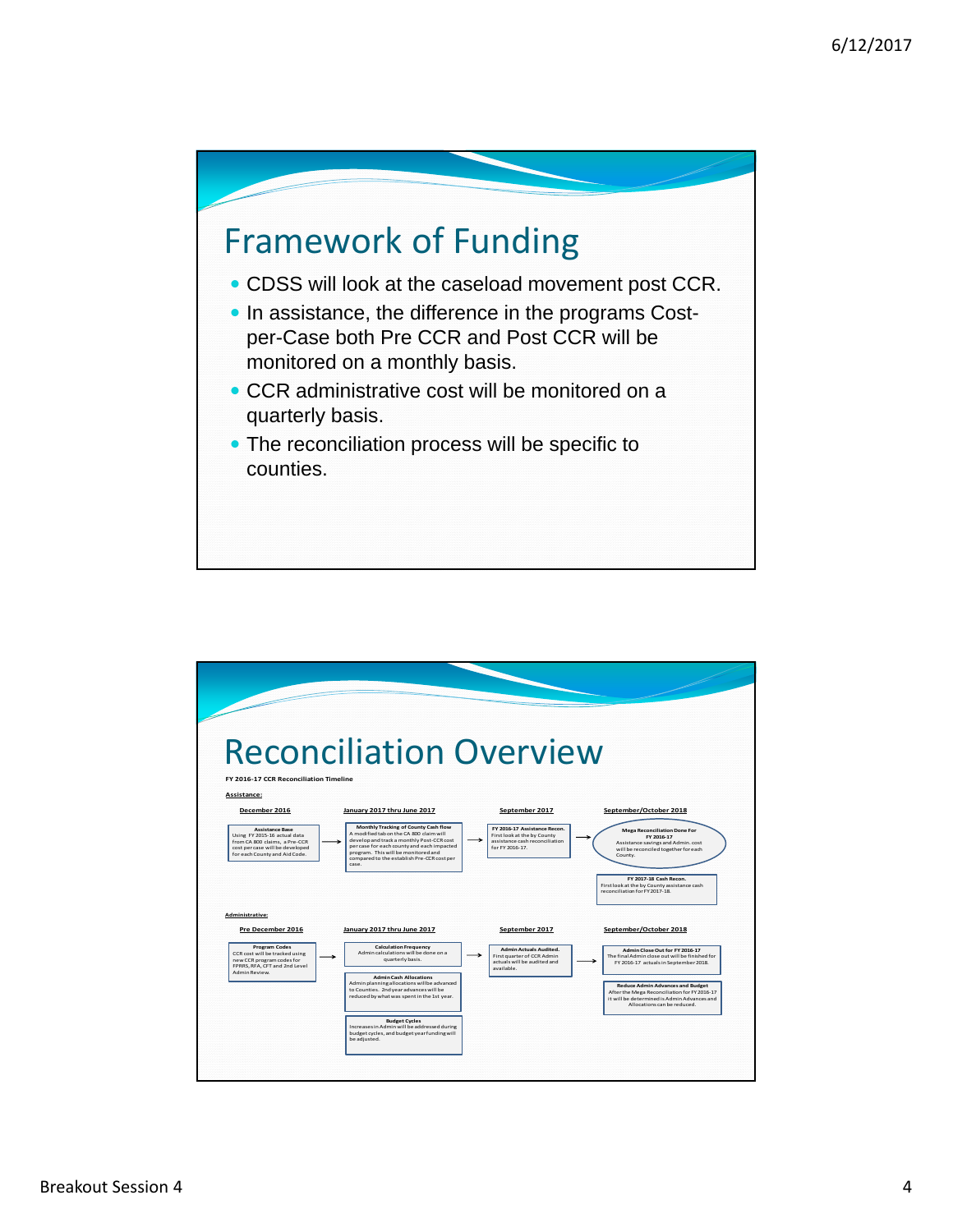# Framework of Funding

- CDSS will look at the caseload movement post CCR.
- In assistance, the difference in the programs Cost-per-Case both Pre CCR and Post CCR will be monitored on a monthly basis.
- CCR administrative cost will be monitored on a quarterly basis.
- The reconciliation process will be specific to counties.

# Reconciliation Overview

**FY 2016-17 CCR Reconciliation Timeline**

**Assistance:**

**December 2016**

**Assistance Base**
Using FY 2015-16 actual data from CA 800 claims, a Pre-CCR cost per case will be developed for each County and Aid Code.

→

**January 2017 thru June 2017**

**Monthly Tracking of County Cash flow**
A modified tab on the CA 800 claim will develop and track a monthly Post-CCR cost per case for each county and each impacted program. This will be monitored and compared to the establish Pre-CCR cost per case.

→

**September 2017**

**FY 2016-17 Assistance Recon.**
First look at the by County assistance cash reconciliation for FY 2016-17.

→

**September/October 2018**

**Mega Reconciliation Done For FY 2016-17**
Assistance savings and Admin. cost will be reconciled together for each County.

**FY 2017-18 Cash Recon.**
First look at the by County assistance cash reconciliation for FY 2017-18.

**Administrative:**

**Pre December 2016**

**Program Codes**
CCR cost will be tracked using new CCR program codes for FPRRS, RFA, CFT and 2nd Level Admin Review.

→

**January 2017 thru June 2017**

**Calculation Frequency**
Admin calculations will be done on a quarterly basis.

**Admin Cash Allocations**
Admin planning allocations will be advanced to Counties. 2nd year advances will be reduced by what was spent in the 1st year.

**Budget Cycles**
Increases in Admin will be addressed during budget cycles, and budget year funding will be adjusted.

→

**September 2017**

**Admin Actuals Audited.**
First quarter of CCR Admin actuals will be audited and available.

→

**September/October 2018**

**Admin Close Out for FY 2016-17**
The final Admin close out will be finished for FY 2016-17 actuals in September 2018.

**Reduce Admin Advances and Budget**
After the Mega Reconciliation for FY 2016-17 it will be determined is Admin Advances and Allocations can be reduced.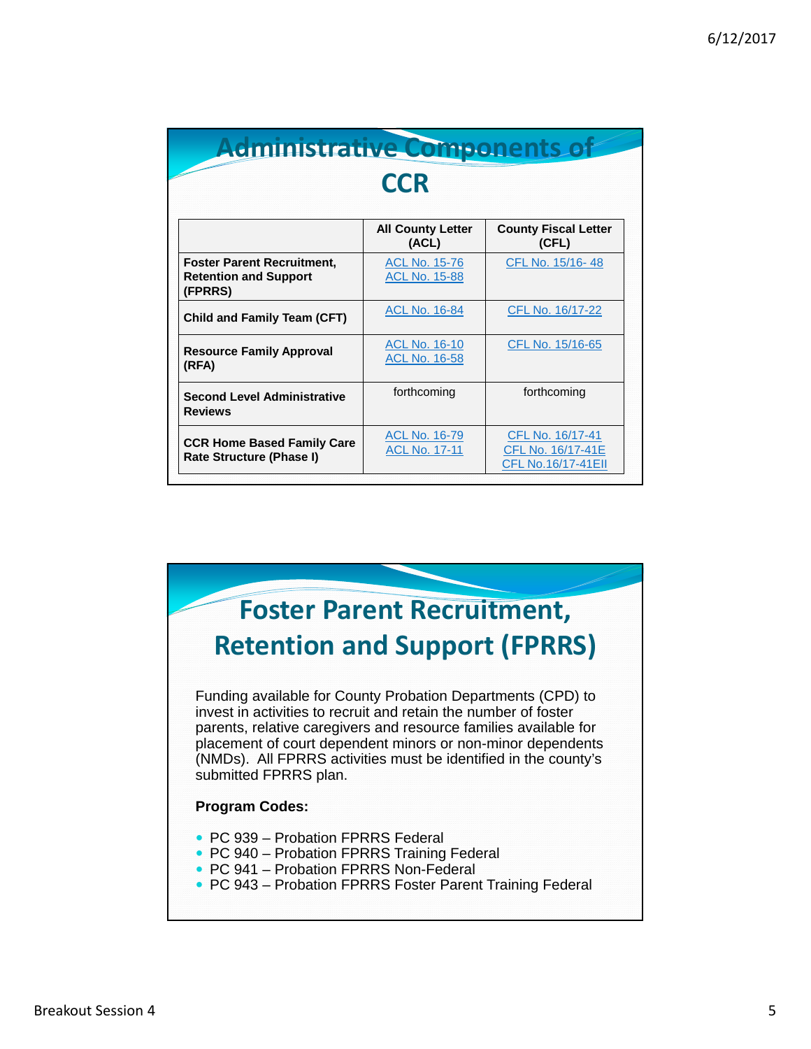# Administrative Components of CCR

| | All County Letter (ACL) | County Fiscal Letter (CFL) |
|---|---|---|
| **Foster Parent Recruitment, Retention and Support (FPRRS)** | ACL No. 15-76<br>ACL No. 15-88 | CFL No. 15/16- 48 |
| **Child and Family Team (CFT)** | ACL No. 16-84 | CFL No. 16/17-22 |
| **Resource Family Approval (RFA)** | ACL No. 16-10<br>ACL No. 16-58 | CFL No. 15/16-65 |
| **Second Level Administrative Reviews** | forthcoming | forthcoming |
| **CCR Home Based Family Care Rate Structure (Phase I)** | ACL No. 16-79<br>ACL No. 17-11 | CFL No. 16/17-41<br>CFL No. 16/17-41E<br>CFL No.16/17-41EII |

# Foster Parent Recruitment, Retention and Support (FPRRS)

Funding available for County Probation Departments (CPD) to invest in activities to recruit and retain the number of foster parents, relative caregivers and resource families available for placement of court dependent minors or non-minor dependents (NMDs). All FPRRS activities must be identified in the county's submitted FPRRS plan.

**Program Codes:**

- PC 939 – Probation FPRRS Federal
- PC 940 – Probation FPRRS Training Federal
- PC 941 – Probation FPRRS Non-Federal
- PC 943 – Probation FPRRS Foster Parent Training Federal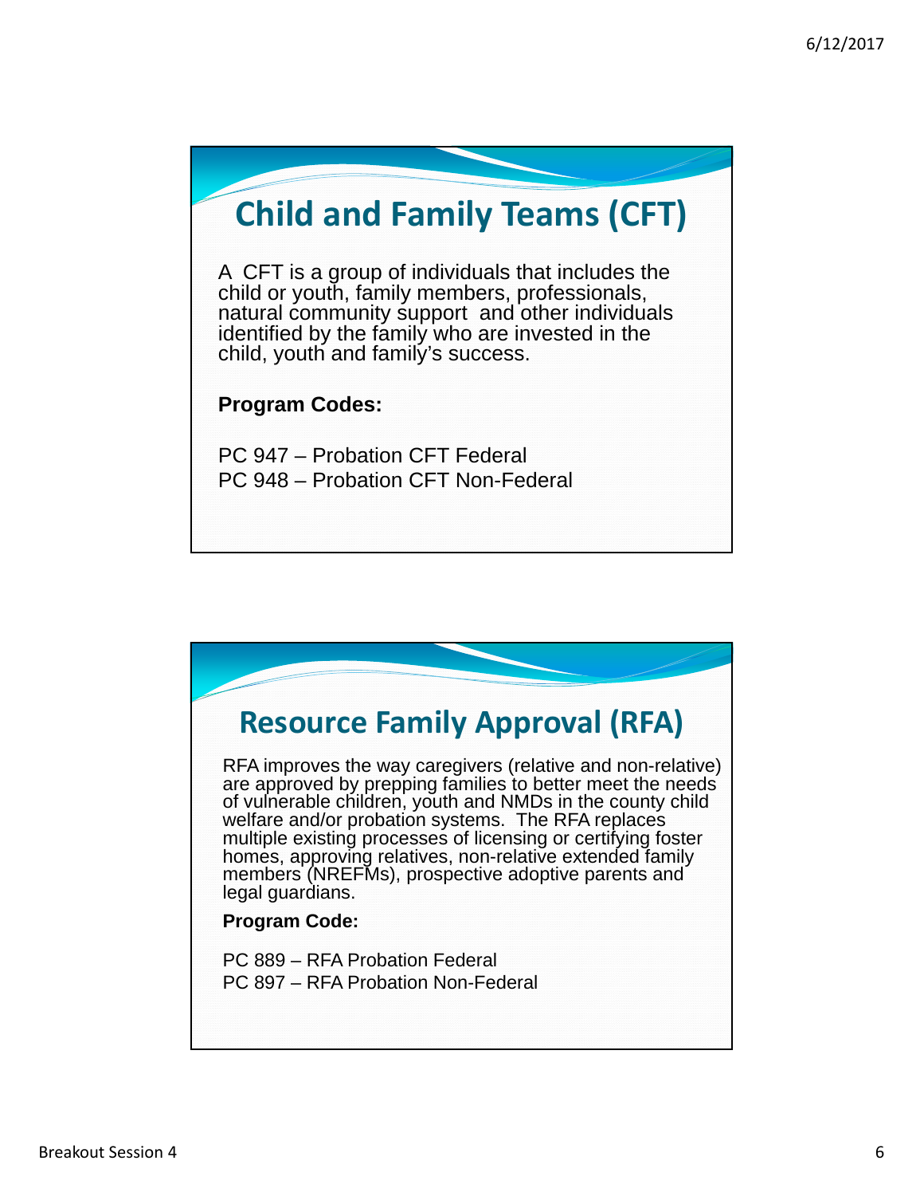## Child and Family Teams (CFT)

A CFT is a group of individuals that includes the child or youth, family members, professionals, natural community support and other individuals identified by the family who are invested in the child, youth and family's success.

**Program Codes:**

PC 947 – Probation CFT Federal
PC 948 – Probation CFT Non-Federal

## Resource Family Approval (RFA)

RFA improves the way caregivers (relative and non-relative) are approved by prepping families to better meet the needs of vulnerable children, youth and NMDs in the county child welfare and/or probation systems. The RFA replaces multiple existing processes of licensing or certifying foster homes, approving relatives, non-relative extended family members (NREFMs), prospective adoptive parents and legal guardians.

**Program Code:**

PC 889 – RFA Probation Federal
PC 897 – RFA Probation Non-Federal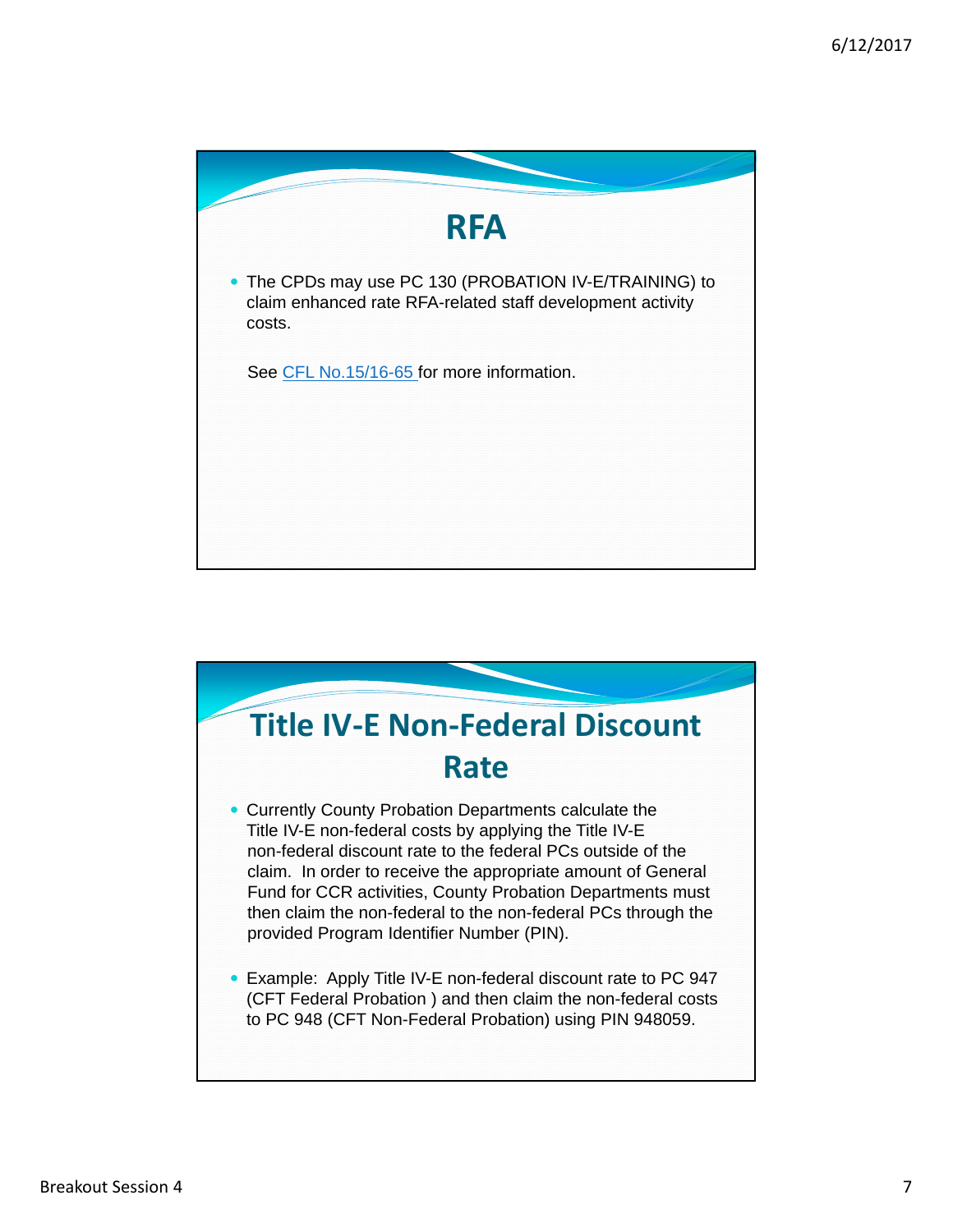## RFA

- The CPDs may use PC 130 (PROBATION IV-E/TRAINING) to claim enhanced rate RFA-related staff development activity costs.

  See CFL No.15/16-65 for more information.

## Title IV-E Non-Federal Discount Rate

- Currently County Probation Departments calculate the Title IV-E non-federal costs by applying the Title IV-E non-federal discount rate to the federal PCs outside of the claim. In order to receive the appropriate amount of General Fund for CCR activities, County Probation Departments must then claim the non-federal to the non-federal PCs through the provided Program Identifier Number (PIN).

- Example: Apply Title IV-E non-federal discount rate to PC 947 (CFT Federal Probation ) and then claim the non-federal costs to PC 948 (CFT Non-Federal Probation) using PIN 948059.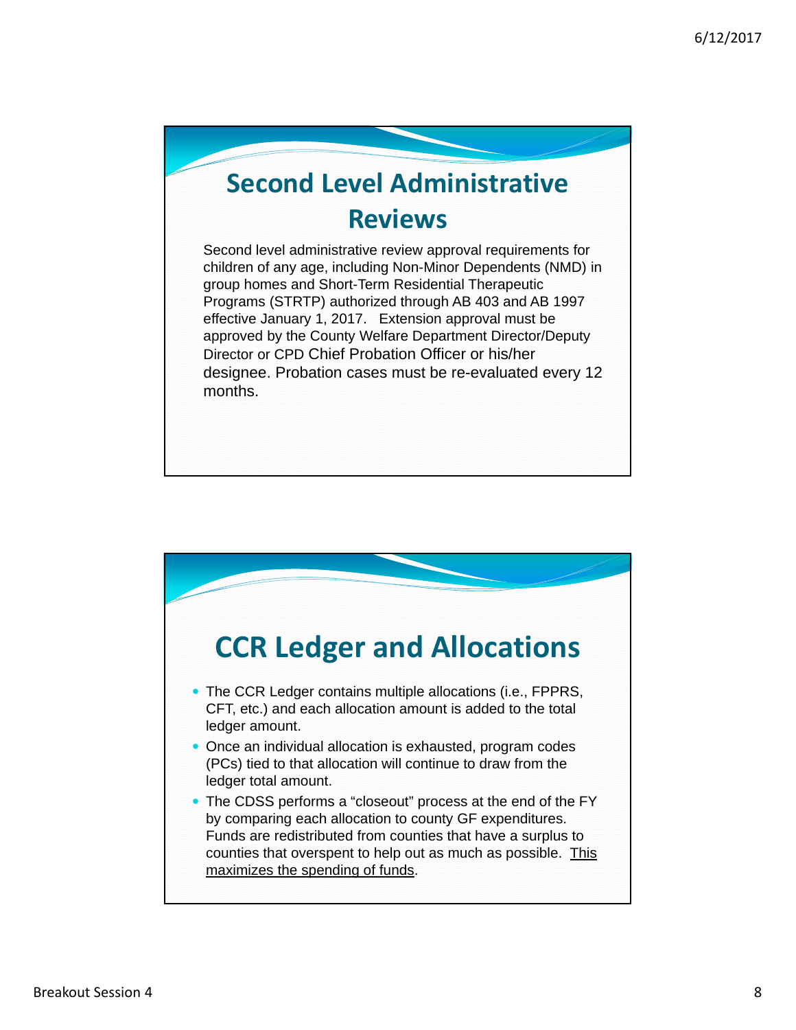## Second Level Administrative Reviews

Second level administrative review approval requirements for children of any age, including Non-Minor Dependents (NMD) in group homes and Short-Term Residential Therapeutic Programs (STRTP) authorized through AB 403 and AB 1997 effective January 1, 2017. Extension approval must be approved by the County Welfare Department Director/Deputy Director or CPD Chief Probation Officer or his/her designee. Probation cases must be re-evaluated every 12 months.

## CCR Ledger and Allocations

- The CCR Ledger contains multiple allocations (i.e., FPPRS, CFT, etc.) and each allocation amount is added to the total ledger amount.
- Once an individual allocation is exhausted, program codes (PCs) tied to that allocation will continue to draw from the ledger total amount.
- The CDSS performs a "closeout" process at the end of the FY by comparing each allocation to county GF expenditures. Funds are redistributed from counties that have a surplus to counties that overspent to help out as much as possible. <u>This maximizes the spending of funds</u>.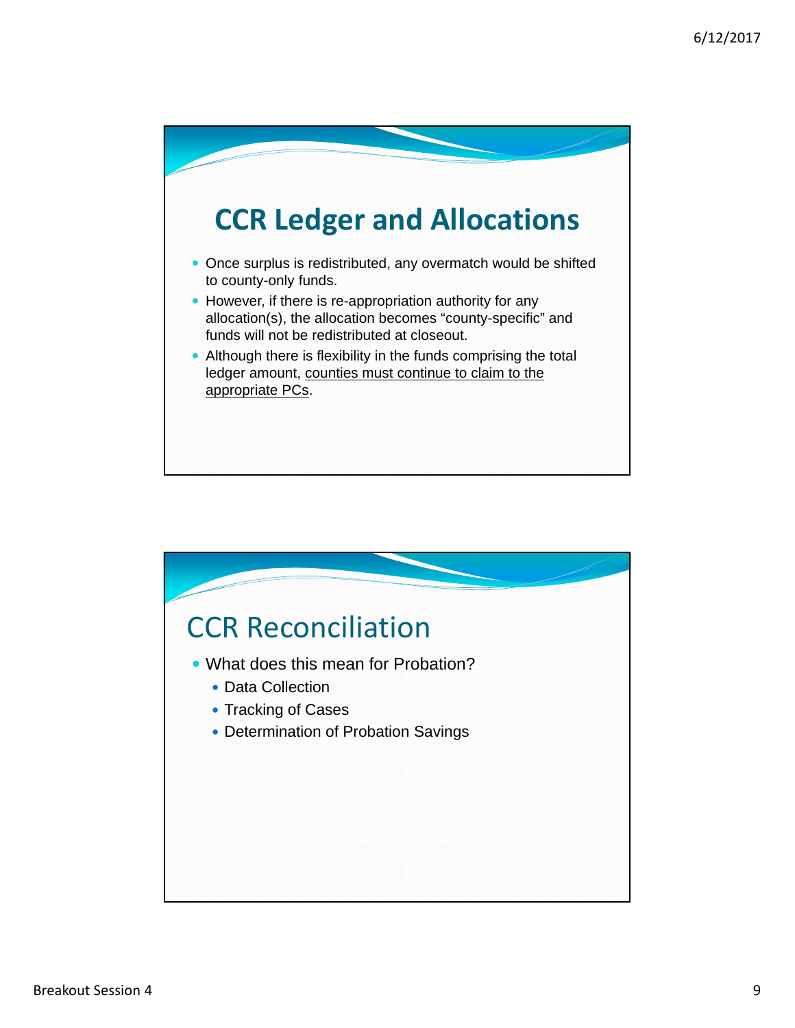## CCR Ledger and Allocations

- Once surplus is redistributed, any overmatch would be shifted to county-only funds.
- However, if there is re-appropriation authority for any allocation(s), the allocation becomes “county-specific” and funds will not be redistributed at closeout.
- Although there is flexibility in the funds comprising the total ledger amount, <u>counties must continue to claim to the appropriate PCs</u>.

## CCR Reconciliation

- What does this mean for Probation?
  - Data Collection
  - Tracking of Cases
  - Determination of Probation Savings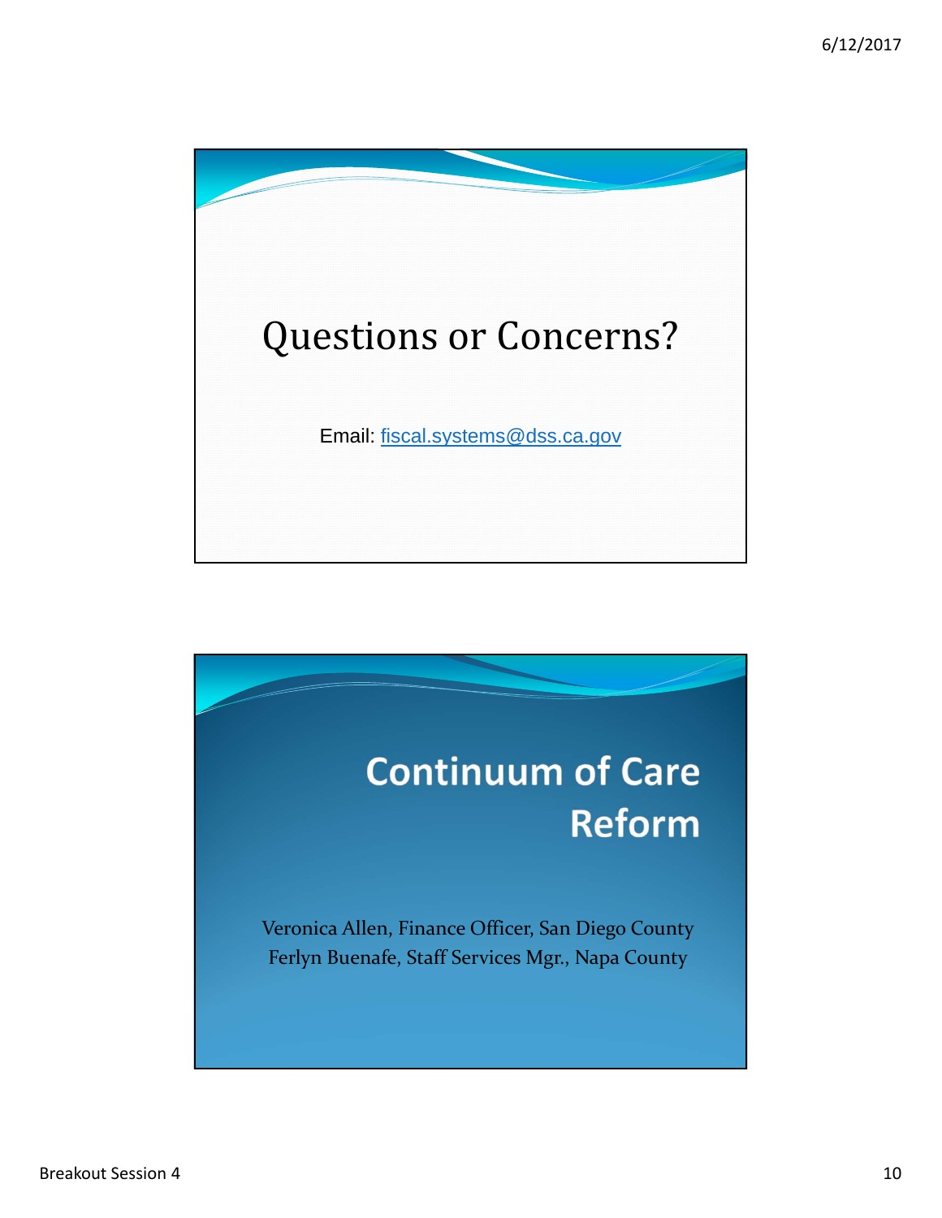# Questions or Concerns?

Email: fiscal.systems@dss.ca.gov

# Continuum of Care Reform

Veronica Allen, Finance Officer, San Diego County
Ferlyn Buenafe, Staff Services Mgr., Napa County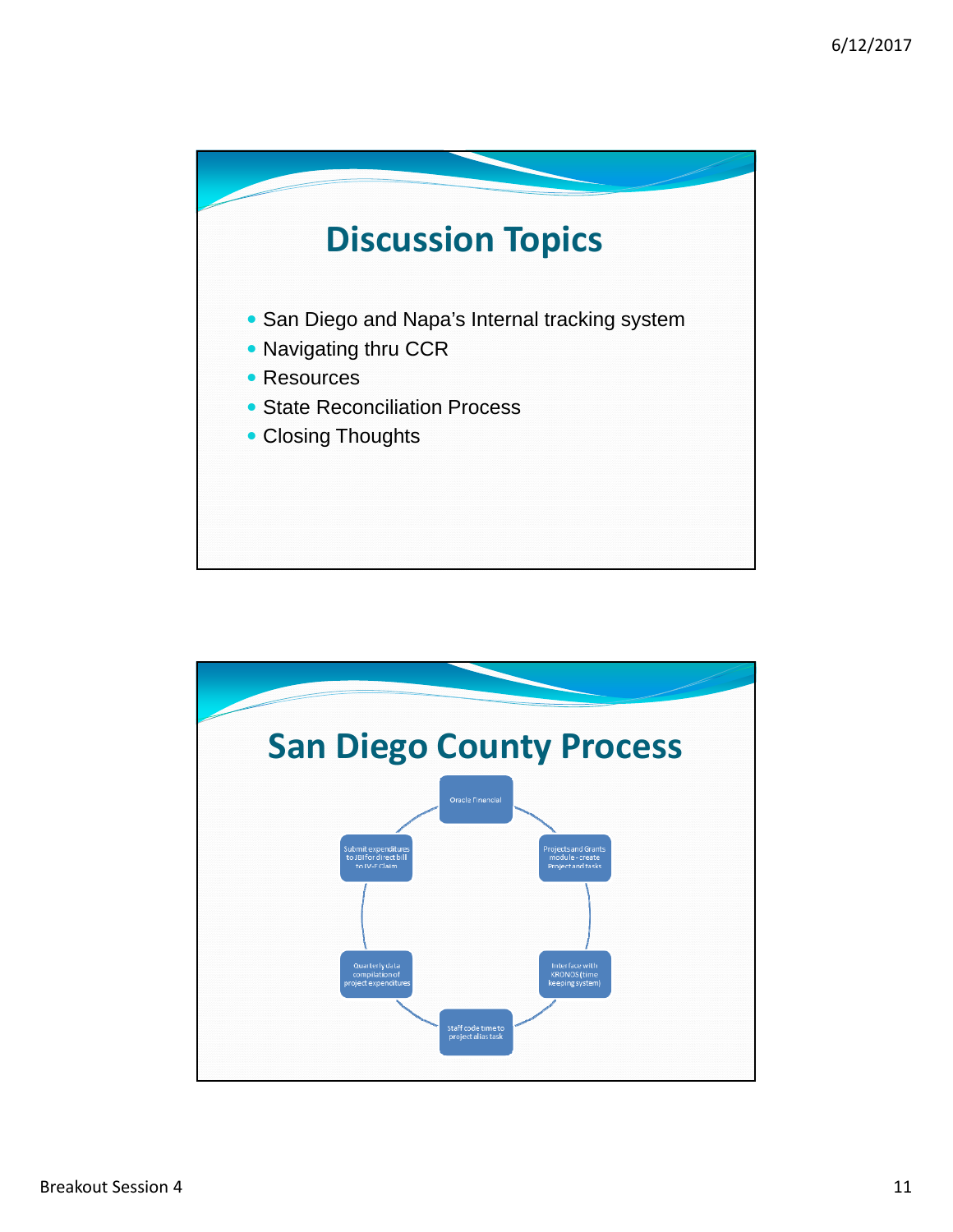## Discussion Topics

- San Diego and Napa's Internal tracking system
- Navigating thru CCR
- Resources
- State Reconciliation Process
- Closing Thoughts

## San Diego County Process

- Oracle Financial
- Projects and Grants module - create Project and tasks
- Interface with KRONOS (time keeping system)
- Staff code time to project alias task
- Quarterly data compilation of project expenditures
- Submit expenditures to JBI for direct bill to IV-E Claim

Breakout Session 4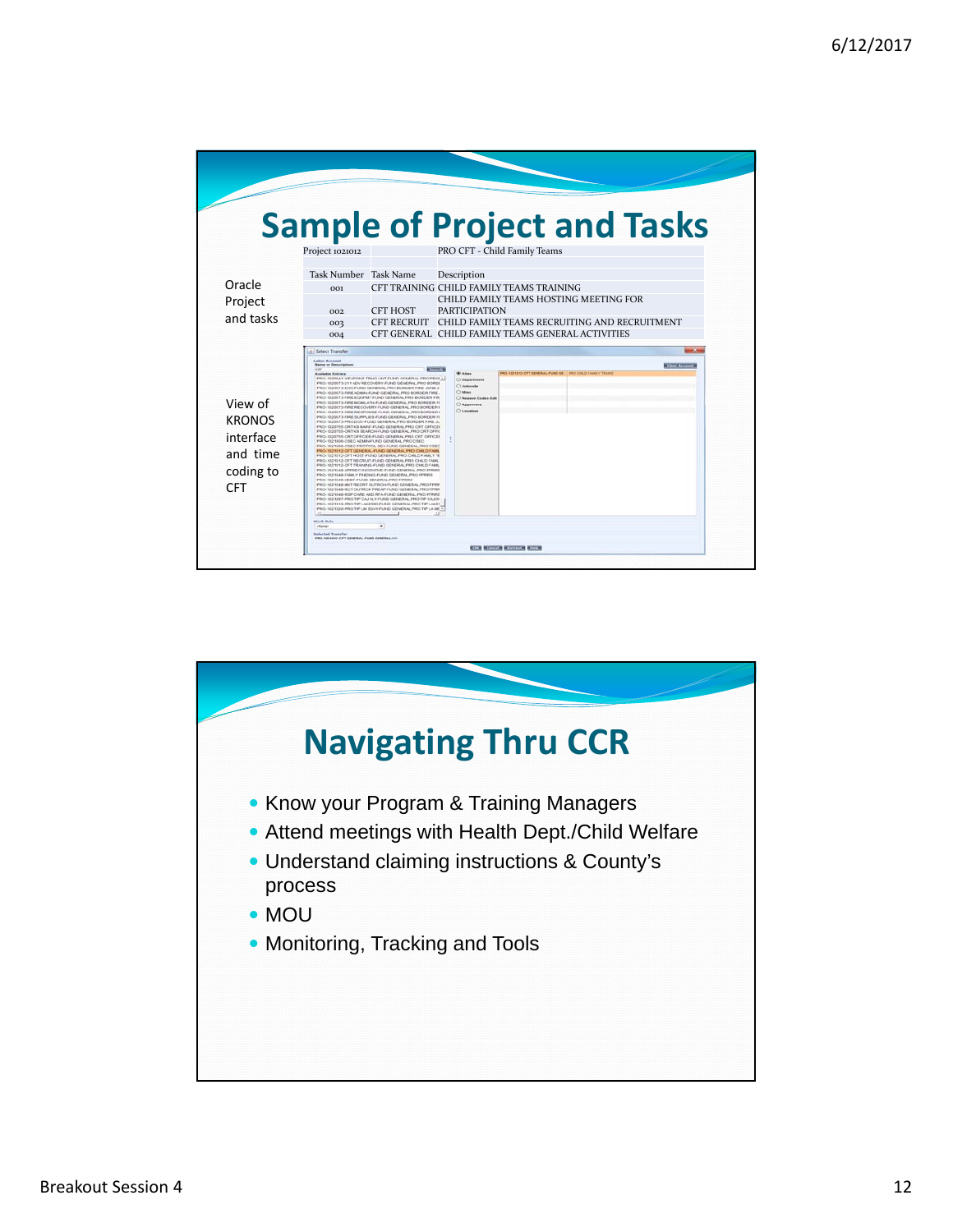## Sample of Project and Tasks

Oracle Project and tasks

| Project 1021012 | | PRO CFT - Child Family Teams |
|---|---|---|
| | | |
| Task Number | Task Name | Description |
| 001 | CFT TRAINING | CHILD FAMILY TEAMS TRAINING |
| 002 | CFT HOST | CHILD FAMILY TEAMS HOSTING MEETING FOR PARTICIPATION |
| 003 | CFT RECRUIT | CHILD FAMILY TEAMS RECRUITING AND RECRUITMENT |
| 004 | CFT GENERAL | CHILD FAMILY TEAMS GENERAL ACTIVITIES |

View of KRONOS interface and time coding to CFT

## Navigating Thru CCR

- Know your Program & Training Managers
- Attend meetings with Health Dept./Child Welfare
- Understand claiming instructions & County's process
- MOU
- Monitoring, Tracking and Tools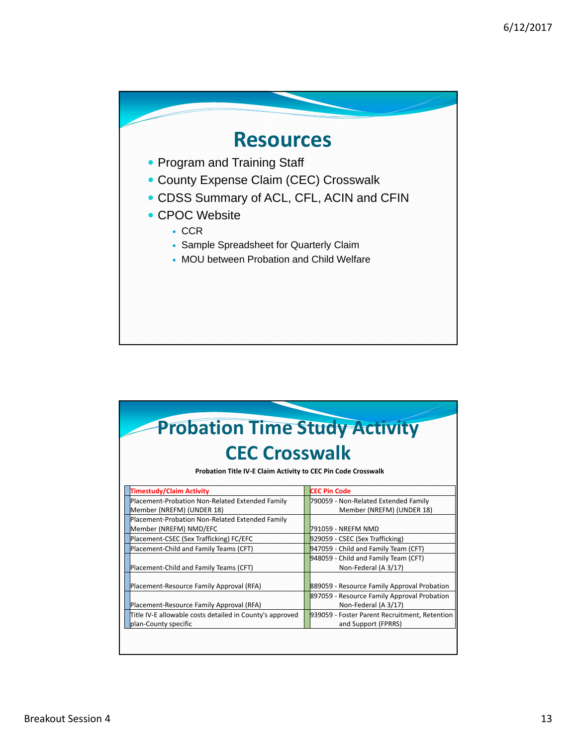# Resources

- Program and Training Staff
- County Expense Claim (CEC) Crosswalk
- CDSS Summary of ACL, CFL, ACIN and CFIN
- CPOC Website
  - CCR
  - Sample Spreadsheet for Quarterly Claim
  - MOU between Probation and Child Welfare

# Probation Time Study Activity CEC Crosswalk

**Probation Title IV-E Claim Activity to CEC Pin Code Crosswalk**

| Timestudy/Claim Activity | CEC Pin Code |
|---|---|
| Placement-Probation Non-Related Extended Family Member (NREFM) (UNDER 18) | 790059 - Non-Related Extended Family Member (NREFM) (UNDER 18) |
| Placement-Probation Non-Related Extended Family Member (NREFM) NMD/EFC | 791059 - NREFM NMD |
| Placement-CSEC (Sex Trafficking) FC/EFC | 929059 - CSEC (Sex Trafficking) |
| Placement-Child and Family Teams (CFT) | 947059 - Child and Family Team (CFT) |
| Placement-Child and Family Teams (CFT) | 948059 - Child and Family Team (CFT) Non-Federal (A 3/17) |
| Placement-Resource Family Approval (RFA) | 889059 - Resource Family Approval Probation |
| Placement-Resource Family Approval (RFA) | 897059 - Resource Family Approval Probation Non-Federal (A 3/17) |
| Title IV-E allowable costs detailed in County's approved plan-County specific | 939059 - Foster Parent Recruitment, Retention and Support (FPRRS) |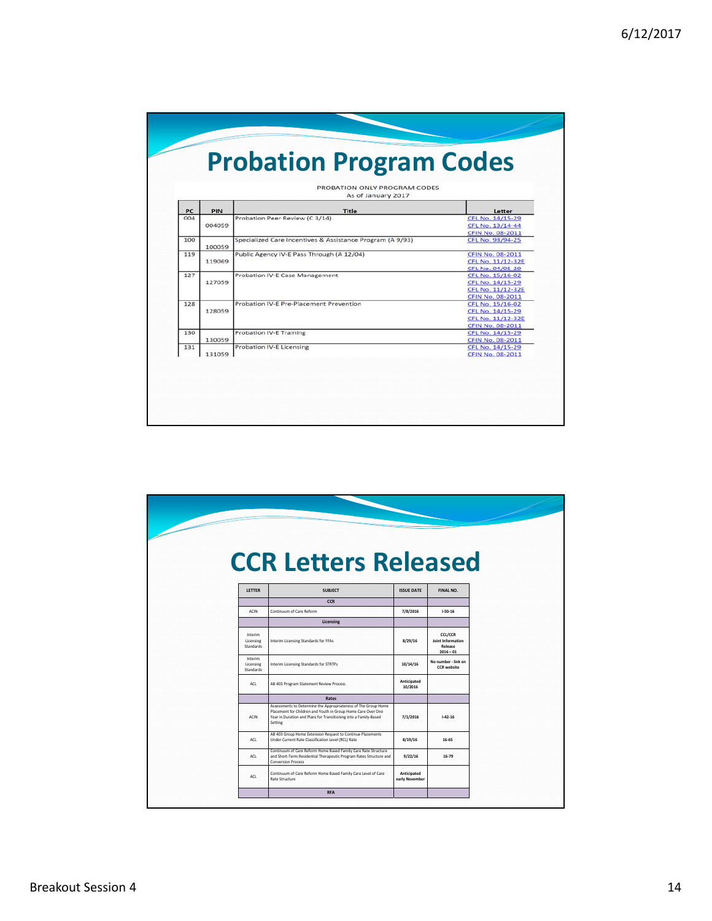# Probation Program Codes

PROBATION ONLY PROGRAM CODES
As of January 2017

| PC | PIN | Title | Letter |
|---|---|---|---|
| 004 | 004059 | Probation Peer Review (C 3/14) | CFL No. 14/15-29<br>CFL No. 13/14-44<br>CFIN No. 08-2011 |
| 100 | 100059 | Specialized Care Incentives & Assistance Program (A 9/93) | CFL No. 93/94-25 |
| 119 | 119069 | Public Agency IV-E Pass Through (A 12/04) | CFIN No. 08-2011<br>CFL No. 11/12-32E<br>CFL No. 04/05-30 |
| 127 | 127059 | Probation IV-E Case Management | CFL No. 15/16-02<br>CFL No. 14/15-29<br>CFL No. 11/12-32E<br>CFIN No. 08-2011 |
| 128 | 128059 | Probation IV-E Pre-Placement Prevention | CFL No. 15/16-02<br>CFL No. 14/15-29<br>CFL No. 11/12-32E<br>CFIN No. 08-2011 |
| 130 | 130059 | Probation IV-E Training | CFL No. 14/15-29<br>CFIN No. 08-2011 |
| 131 | 131059 | Probation IV-E Licensing | CFL No. 14/15-29<br>CFIN No. 08-2011 |

# CCR Letters Released

| LETTER | SUBJECT | ISSUE DATE | FINAL NO. |
|---|---|---|---|
| | **CCR** | | |
| ACIN | Continuum of Care Reform | 7/8/2016 | I-50-16 |
| | **Licensing** | | |
| Interim Licensing Standards | Interim Licensing Standards for FFAs | 8/29/16 | CCL/CCR Joint Information Release 2016 – 01 |
| Interim Licensing Standards | Interim Licensing Standards for STRTPs | 10/14/16 | No number - link on CCR website |
| ACL | AB 403 Program Statement Review Process | Anticipated 10/2016 | |
| | **Rates** | | |
| ACIN | Assessments to Determine the Appropriateness of The Group Home Placement for Children and Youth in Group Home Care Over One Year in Duration and Plans for Transitioning into a Family-Based Setting | 7/1/2016 | I-42-16 |
| ACL | AB 403 Group Home Extension Request to Continue Placements Under Current Rate Classification Level (RCL) Rate | 8/19/16 | 16-65 |
| ACL | Continuum of Care Reform Home Based Family Care Rate Structure and Short-Term Residential Therapeutic Program Rates Structure and Conversion Process | 9/22/16 | 16-79 |
| ACL | Continuum of Care Reform Home Based Family Care Level of Care Rate Structure | Anticipated early November | |
| | **RFA** | | |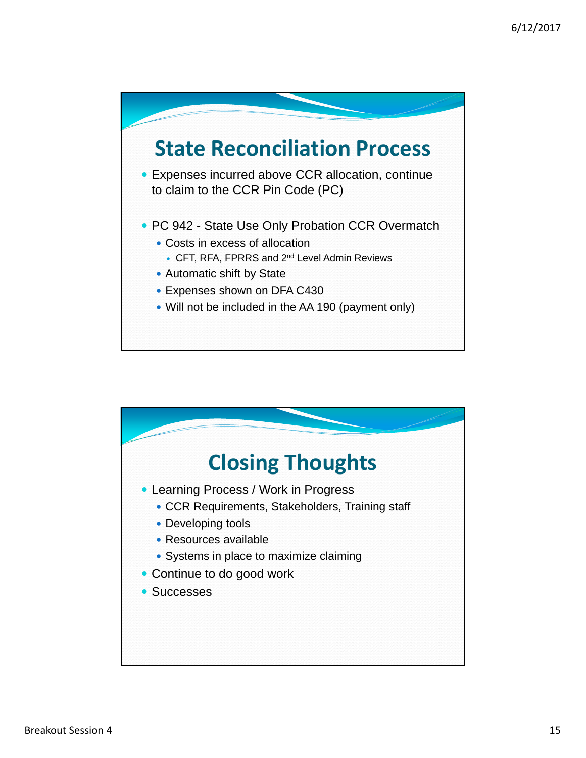## State Reconciliation Process

- Expenses incurred above CCR allocation, continue to claim to the CCR Pin Code (PC)

- PC 942 - State Use Only Probation CCR Overmatch
  - Costs in excess of allocation
    - CFT, RFA, FPRRS and 2nd Level Admin Reviews
  - Automatic shift by State
  - Expenses shown on DFA C430
  - Will not be included in the AA 190 (payment only)

## Closing Thoughts

- Learning Process / Work in Progress
  - CCR Requirements, Stakeholders, Training staff
  - Developing tools
  - Resources available
  - Systems in place to maximize claiming
- Continue to do good work
- Successes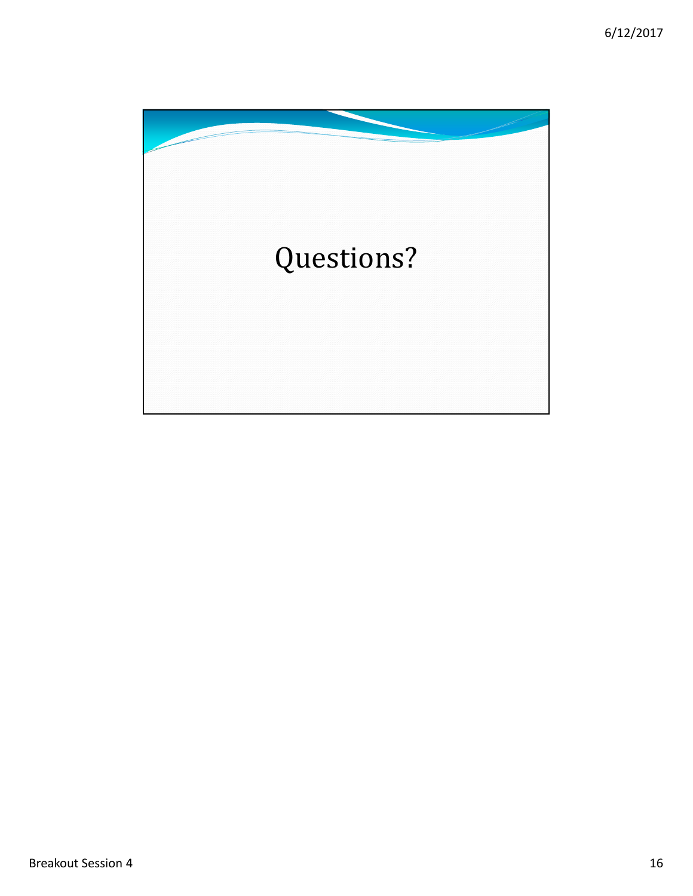Questions?